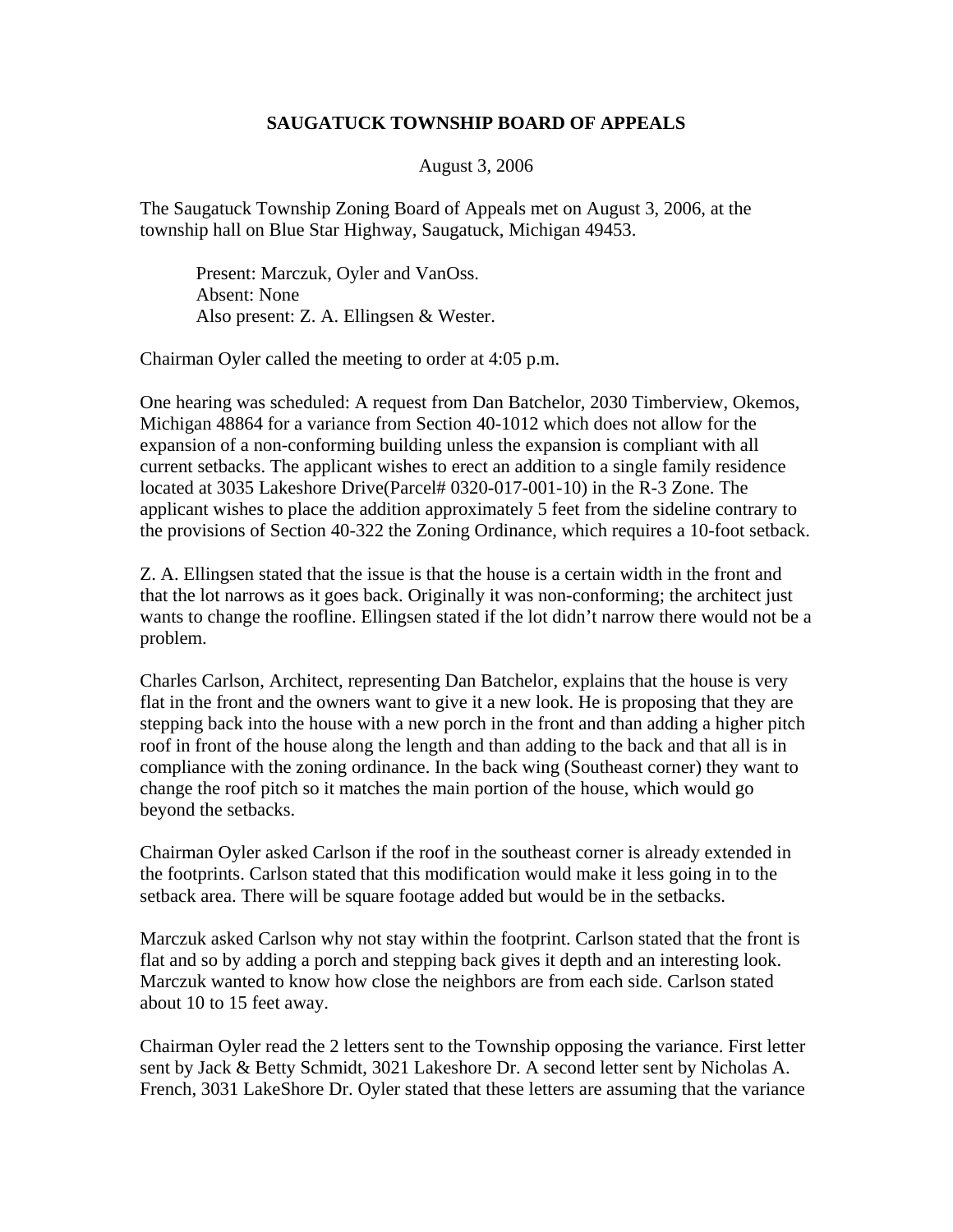**SAUGATUCK TOWNSHIP BOARD OF APPEALS**

August 3, 2006

The Saugatuck Township Zoning Board of Appeals met on August 3, 2006, at the township hall on Blue Star Highway, Saugatuck, Michigan 49453.

> Present: Marczuk, Oyler and VanOss.
> Absent: None
> Also present: Z. A. Ellingsen & Wester.

Chairman Oyler called the meeting to order at 4:05 p.m.

One hearing was scheduled: A request from Dan Batchelor, 2030 Timberview, Okemos, Michigan 48864 for a variance from Section 40-1012 which does not allow for the expansion of a non-conforming building unless the expansion is compliant with all current setbacks. The applicant wishes to erect an addition to a single family residence located at 3035 Lakeshore Drive(Parcel# 0320-017-001-10) in the R-3 Zone. The applicant wishes to place the addition approximately 5 feet from the sideline contrary to the provisions of Section 40-322 the Zoning Ordinance, which requires a 10-foot setback.

Z. A. Ellingsen stated that the issue is that the house is a certain width in the front and that the lot narrows as it goes back. Originally it was non-conforming; the architect just wants to change the roofline. Ellingsen stated if the lot didn't narrow there would not be a problem.

Charles Carlson, Architect, representing Dan Batchelor, explains that the house is very flat in the front and the owners want to give it a new look. He is proposing that they are stepping back into the house with a new porch in the front and than adding a higher pitch roof in front of the house along the length and than adding to the back and that all is in compliance with the zoning ordinance. In the back wing (Southeast corner) they want to change the roof pitch so it matches the main portion of the house, which would go beyond the setbacks.

Chairman Oyler asked Carlson if the roof in the southeast corner is already extended in the footprints. Carlson stated that this modification would make it less going in to the setback area. There will be square footage added but would be in the setbacks.

Marczuk asked Carlson why not stay within the footprint. Carlson stated that the front is flat and so by adding a porch and stepping back gives it depth and an interesting look. Marczuk wanted to know how close the neighbors are from each side. Carlson stated about 10 to 15 feet away.

Chairman Oyler read the 2 letters sent to the Township opposing the variance. First letter sent by Jack & Betty Schmidt, 3021 Lakeshore Dr. A second letter sent by Nicholas A. French, 3031 LakeShore Dr. Oyler stated that these letters are assuming that the variance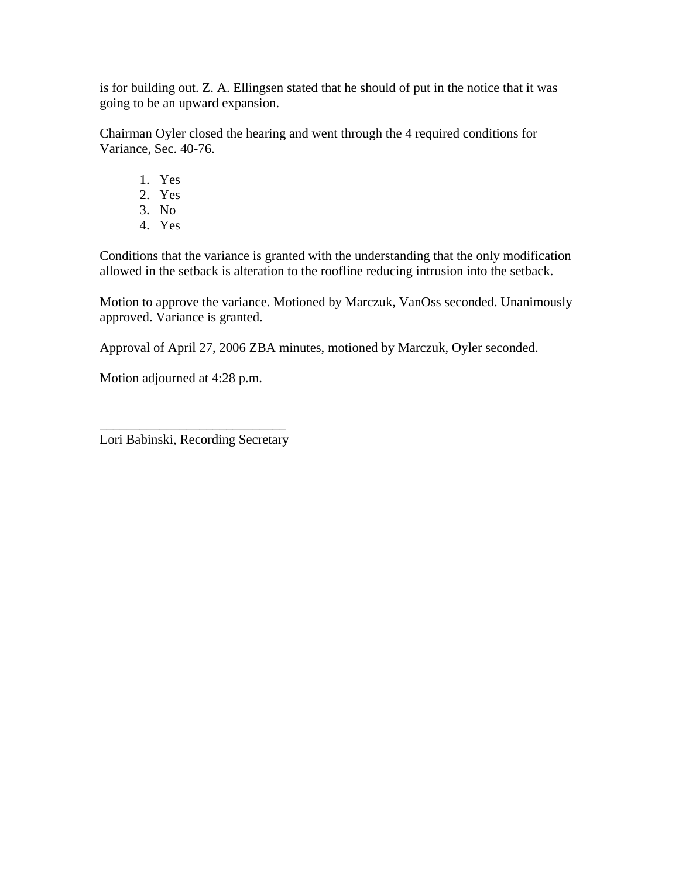is for building out. Z. A. Ellingsen stated that he should of put in the notice that it was going to be an upward expansion.

Chairman Oyler closed the hearing and went through the 4 required conditions for Variance, Sec. 40-76.

1. Yes
2. Yes
3. No
4. Yes

Conditions that the variance is granted with the understanding that the only modification allowed in the setback is alteration to the roofline reducing intrusion into the setback.

Motion to approve the variance. Motioned by Marczuk, VanOss seconded. Unanimously approved. Variance is granted.

Approval of April 27, 2006 ZBA minutes, motioned by Marczuk, Oyler seconded.

Motion adjourned at 4:28 p.m.

____________________________
Lori Babinski, Recording Secretary